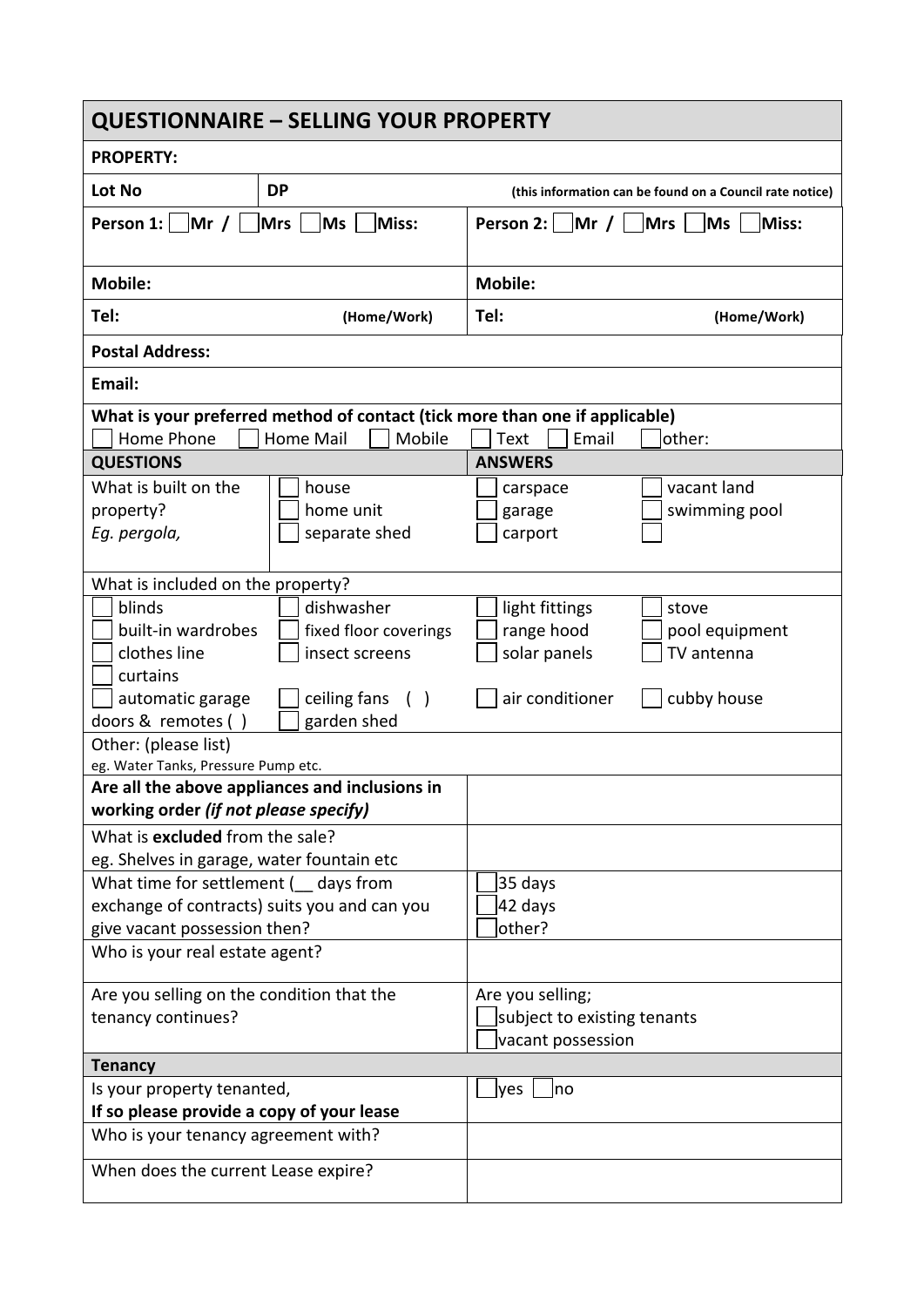## QUESTIONNAIRE – SELLING YOUR PROPERTY

**PROPERTY:**

| **Lot No** | **DP** | **(this information can be found on a Council rate notice)** |
|---|---|---|

| **Person 1:** ☐ **Mr /** ☐ **Mrs** ☐ **Ms** ☐ **Miss:** | **Person 2:** ☐ **Mr /** ☐ **Mrs** ☐ **Ms** ☐ **Miss:** |
|---|---|
| **Mobile:** | **Mobile:** |
| **Tel:** **(Home/Work)** | **Tel:** **(Home/Work)** |

**Postal Address:**

**Email:**

**What is your preferred method of contact (tick more than one if applicable)**
☐ Home Phone ☐ Home Mail ☐ Mobile ☐ Text ☐ Email ☐ other:

| **QUESTIONS** | | **ANSWERS** | |
|---|---|---|---|
| What is built on the property? *Eg. pergola,* | ☐ house<br>☐ home unit<br>☐ separate shed | ☐ carspace<br>☐ garage<br>☐ carport | ☐ vacant land<br>☐ swimming pool<br>☐ |
| What is included on the property? | | | |
| ☐ blinds<br>☐ built-in wardrobes<br>☐ clothes line<br>☐ curtains<br>☐ automatic garage doors & remotes ( ) | ☐ dishwasher<br>☐ fixed floor coverings<br>☐ insect screens<br>☐ ceiling fans ( )<br>☐ garden shed | ☐ light fittings<br>☐ range hood<br>☐ solar panels<br>☐ air conditioner | ☐ stove<br>☐ pool equipment<br>☐ TV antenna<br>☐ cubby house |
| Other: (please list)<br>eg. Water Tanks, Pressure Pump etc. | | | |
| **Are all the above appliances and inclusions in working order** ***(if not please specify)*** | | | |
| What is **excluded** from the sale?<br>eg. Shelves in garage, water fountain etc | | | |
| What time for settlement (__ days from exchange of contracts) suits you and can you give vacant possession then? | | ☐ 35 days<br>☐ 42 days<br>☐ other? | |
| Who is your real estate agent? | | | |
| Are you selling on the condition that the tenancy continues? | | Are you selling;<br>☐ subject to existing tenants<br>☐ vacant possession | |
| **Tenancy** | | | |
| Is your property tenanted,<br>**If so please provide a copy of your lease** | | ☐ yes ☐ no | |
| Who is your tenancy agreement with? | | | |
| When does the current Lease expire? | | | |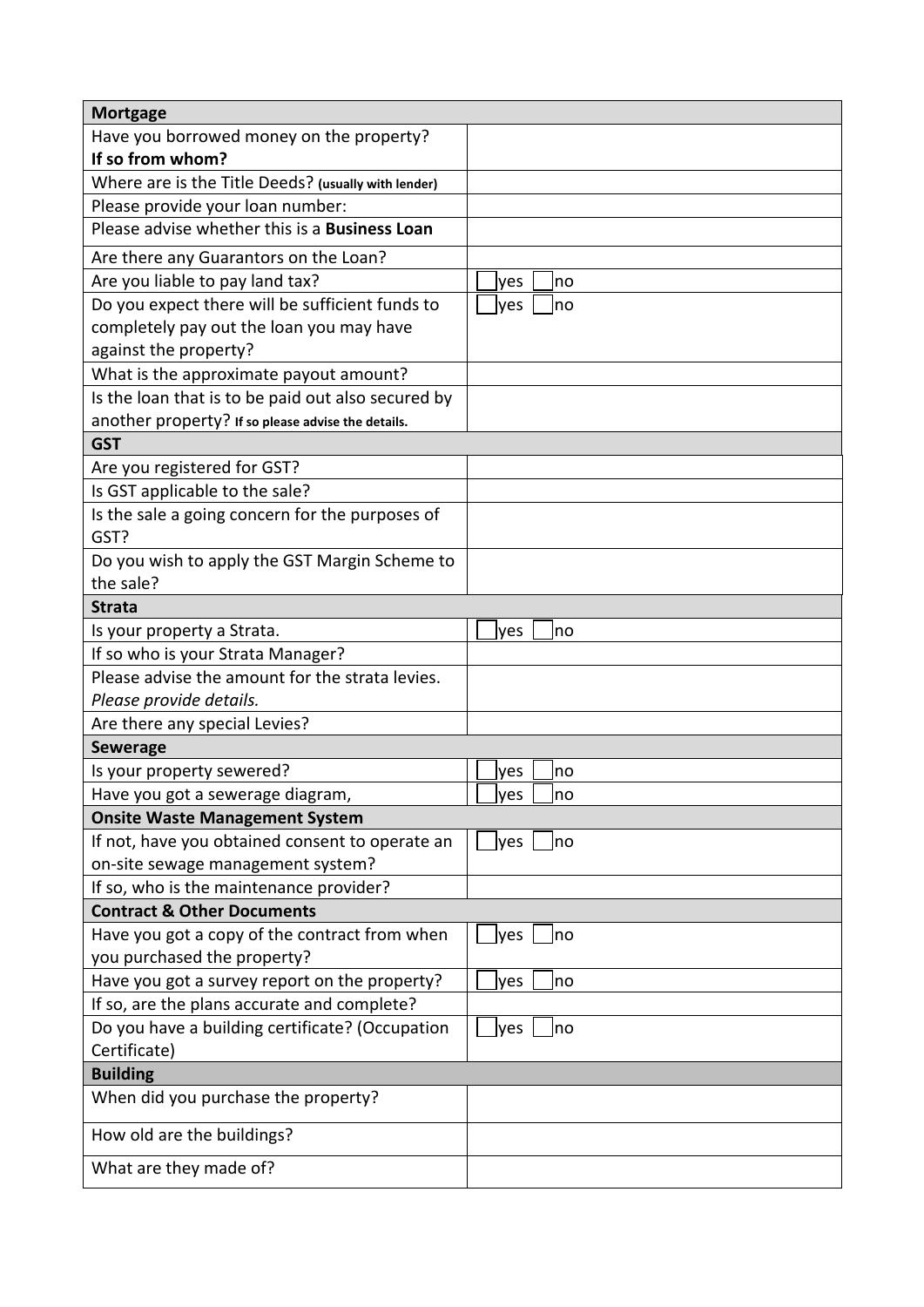| **Mortgage** | |
|---|---|
| Have you borrowed money on the property? **If so from whom?** | |
| Where are is the Title Deeds? **(usually with lender)** | |
| Please provide your loan number: | |
| Please advise whether this is a **Business Loan** | |
| Are there any Guarantors on the Loan? | |
| Are you liable to pay land tax? | ☐ yes ☐ no |
| Do you expect there will be sufficient funds to completely pay out the loan you may have against the property? | ☐ yes ☐ no |
| What is the approximate payout amount? | |
| Is the loan that is to be paid out also secured by another property? **If so please advise the details.** | |
| **GST** | |
| Are you registered for GST? | |
| Is GST applicable to the sale? | |
| Is the sale a going concern for the purposes of GST? | |
| Do you wish to apply the GST Margin Scheme to the sale? | |
| **Strata** | |
| Is your property a Strata. | ☐ yes ☐ no |
| If so who is your Strata Manager? | |
| Please advise the amount for the strata levies. *Please provide details.* | |
| Are there any special Levies? | |
| **Sewerage** | |
| Is your property sewered? | ☐ yes ☐ no |
| Have you got a sewerage diagram, | ☐ yes ☐ no |
| **Onsite Waste Management System** | |
| If not, have you obtained consent to operate an on-site sewage management system? | ☐ yes ☐ no |
| If so, who is the maintenance provider? | |
| **Contract & Other Documents** | |
| Have you got a copy of the contract from when you purchased the property? | ☐ yes ☐ no |
| Have you got a survey report on the property? | ☐ yes ☐ no |
| If so, are the plans accurate and complete? | |
| Do you have a building certificate? (Occupation Certificate) | ☐ yes ☐ no |
| **Building** | |
| When did you purchase the property? | |
| How old are the buildings? | |
| What are they made of? | |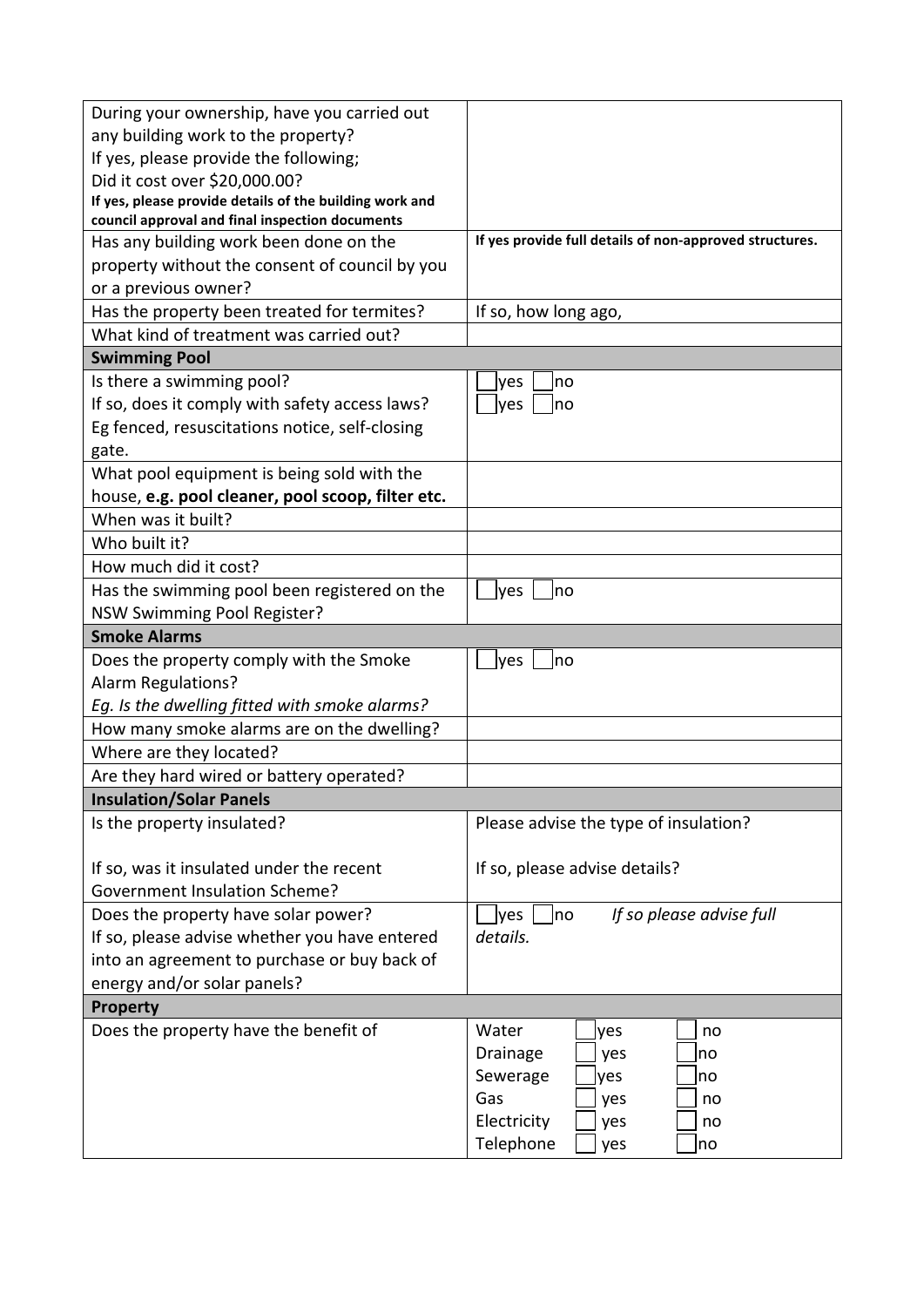| | |
|---|---|
| During your ownership, have you carried out any building work to the property?<br>If yes, please provide the following;<br>Did it cost over $20,000.00?<br>**If yes, please provide details of the building work and council approval and final inspection documents** | |
| Has any building work been done on the property without the consent of council by you or a previous owner? | **If yes provide full details of non-approved structures.** |
| Has the property been treated for termites? | If so, how long ago, |
| What kind of treatment was carried out? | |
| **Swimming Pool** | |
| Is there a swimming pool?<br>If so, does it comply with safety access laws? Eg fenced, resuscitations notice, self-closing gate. | ☐ yes ☐ no<br>☐ yes ☐ no |
| What pool equipment is being sold with the house, **e.g. pool cleaner, pool scoop, filter etc.** | |
| When was it built? | |
| Who built it? | |
| How much did it cost? | |
| Has the swimming pool been registered on the NSW Swimming Pool Register? | ☐ yes ☐ no |
| **Smoke Alarms** | |
| Does the property comply with the Smoke Alarm Regulations?<br>*Eg. Is the dwelling fitted with smoke alarms?* | ☐ yes ☐ no |
| How many smoke alarms are on the dwelling? | |
| Where are they located? | |
| Are they hard wired or battery operated? | |
| **Insulation/Solar Panels** | |
| Is the property insulated?<br><br>If so, was it insulated under the recent Government Insulation Scheme? | Please advise the type of insulation?<br><br>If so, please advise details? |
| Does the property have solar power?<br>If so, please advise whether you have entered into an agreement to purchase or buy back of energy and/or solar panels? | ☐ yes ☐ no *If so please advise full details.* |
| **Property** | |
| Does the property have the benefit of | Water ☐ yes ☐ no<br>Drainage ☐ yes ☐ no<br>Sewerage ☐ yes ☐ no<br>Gas ☐ yes ☐ no<br>Electricity ☐ yes ☐ no<br>Telephone ☐ yes ☐ no |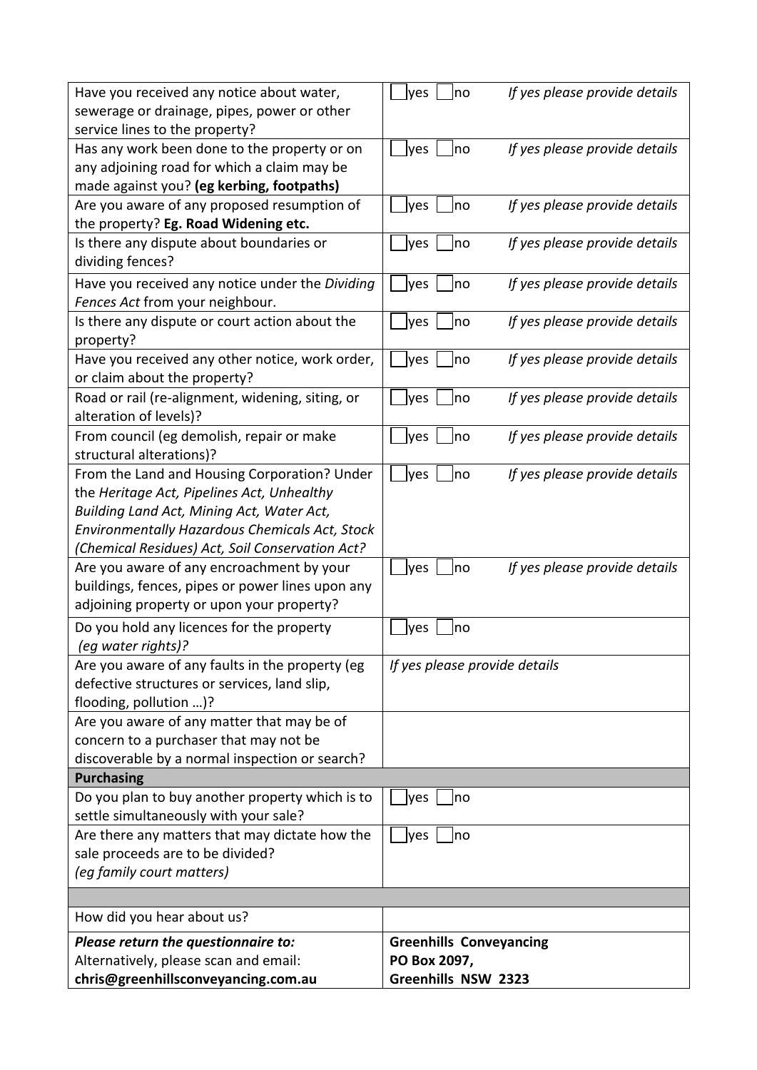| | |
|---|---|
| Have you received any notice about water, sewerage or drainage, pipes, power or other service lines to the property? | ☐ yes ☐ no *If yes please provide details* |
| Has any work been done to the property or on any adjoining road for which a claim may be made against you? **(eg kerbing, footpaths)** | ☐ yes ☐ no *If yes please provide details* |
| Are you aware of any proposed resumption of the property? **Eg. Road Widening etc.** | ☐ yes ☐ no *If yes please provide details* |
| Is there any dispute about boundaries or dividing fences? | ☐ yes ☐ no *If yes please provide details* |
| Have you received any notice under the *Dividing Fences Act* from your neighbour. | ☐ yes ☐ no *If yes please provide details* |
| Is there any dispute or court action about the property? | ☐ yes ☐ no *If yes please provide details* |
| Have you received any other notice, work order, or claim about the property? | ☐ yes ☐ no *If yes please provide details* |
| Road or rail (re-alignment, widening, siting, or alteration of levels)? | ☐ yes ☐ no *If yes please provide details* |
| From council (eg demolish, repair or make structural alterations)? | ☐ yes ☐ no *If yes please provide details* |
| From the Land and Housing Corporation? Under the *Heritage Act, Pipelines Act, Unhealthy Building Land Act, Mining Act, Water Act, Environmentally Hazardous Chemicals Act, Stock (Chemical Residues) Act, Soil Conservation Act?* | ☐ yes ☐ no *If yes please provide details* |
| Are you aware of any encroachment by your buildings, fences, pipes or power lines upon any adjoining property or upon your property? | ☐ yes ☐ no *If yes please provide details* |
| Do you hold any licences for the property *(eg water rights)?* | ☐ yes ☐ no |
| Are you aware of any faults in the property (eg defective structures or services, land slip, flooding, pollution …)? | *If yes please provide details* |
| Are you aware of any matter that may be of concern to a purchaser that may not be discoverable by a normal inspection or search? | |
| **Purchasing** | |
| Do you plan to buy another property which is to settle simultaneously with your sale? | ☐ yes ☐ no |
| Are there any matters that may dictate how the sale proceeds are to be divided? *(eg family court matters)* | ☐ yes ☐ no |
| | |
| How did you hear about us? | |
| ***Please return the questionnaire to:*** Alternatively, please scan and email: **chris@greenhillsconveyancing.com.au** | **Greenhills Conveyancing** **PO Box 2097,** **Greenhills NSW 2323** |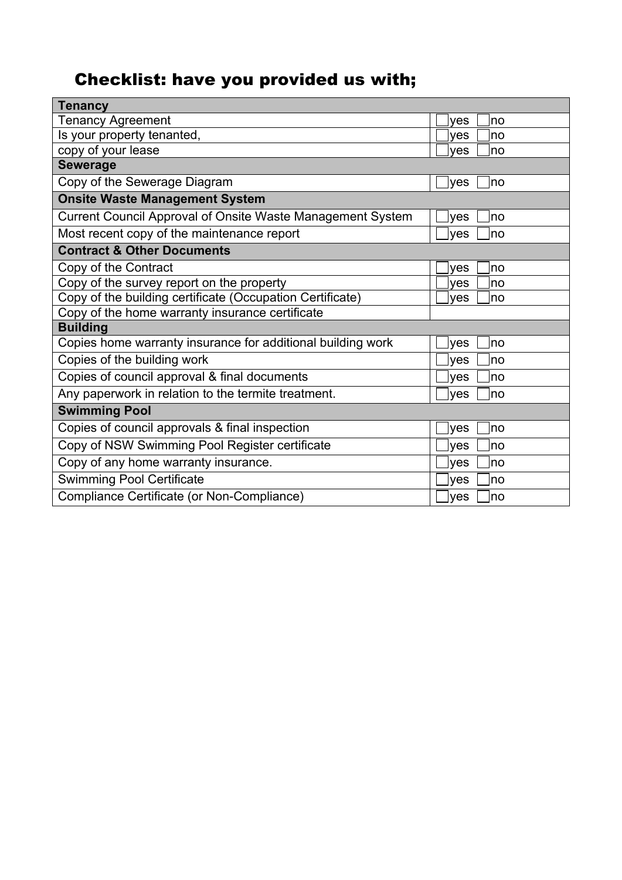## Checklist: have you provided us with;

| | |
|---|---|
| **Tenancy** | |
| Tenancy Agreement | ☐yes ☐no |
| Is your property tenanted, | ☐yes ☐no |
| copy of your lease | ☐yes ☐no |
| **Sewerage** | |
| Copy of the Sewerage Diagram | ☐yes ☐no |
| **Onsite Waste Management System** | |
| Current Council Approval of Onsite Waste Management System | ☐yes ☐no |
| Most recent copy of the maintenance report | ☐yes ☐no |
| **Contract & Other Documents** | |
| Copy of the Contract | ☐yes ☐no |
| Copy of the survey report on the property | ☐yes ☐no |
| Copy of the building certificate (Occupation Certificate) | ☐yes ☐no |
| Copy of the home warranty insurance certificate | |
| **Building** | |
| Copies home warranty insurance for additional building work | ☐yes ☐no |
| Copies of the building work | ☐yes ☐no |
| Copies of council approval & final documents | ☐yes ☐no |
| Any paperwork in relation to the termite treatment. | ☐yes ☐no |
| **Swimming Pool** | |
| Copies of council approvals & final inspection | ☐yes ☐no |
| Copy of NSW Swimming Pool Register certificate | ☐yes ☐no |
| Copy of any home warranty insurance. | ☐yes ☐no |
| Swimming Pool Certificate | ☐yes ☐no |
| Compliance Certificate (or Non-Compliance) | ☐yes ☐no |